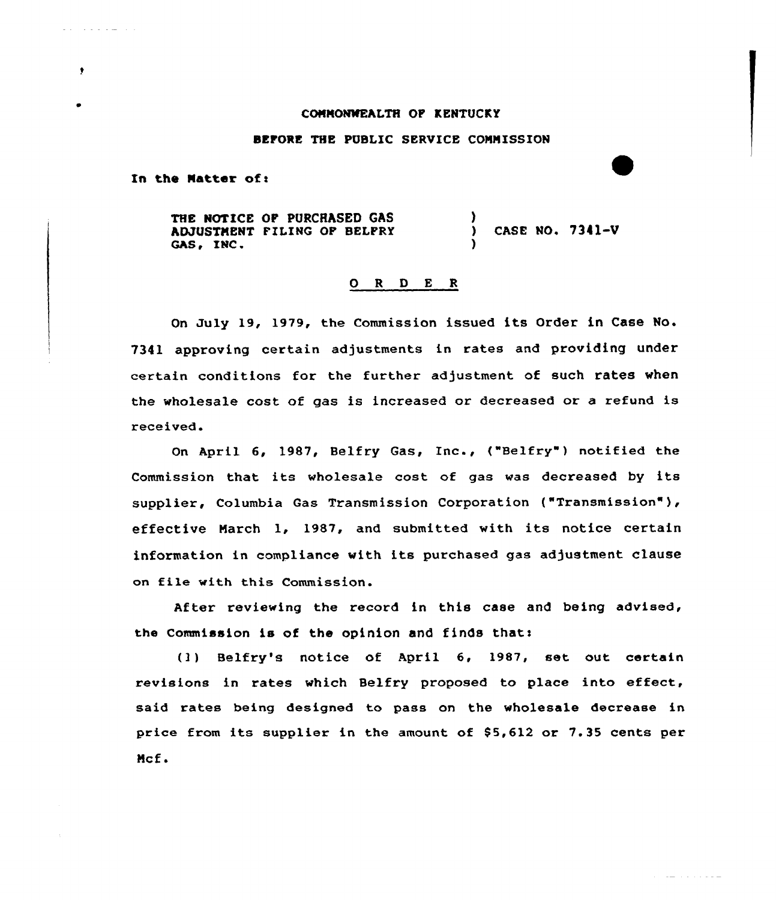COMMONWEALTH OF KENTUCKY

BEFORE THE PUBLIC SERVICE COMMISSION

In the Matter of:

THE NOTICE OF PURCHASED GAS ADJUSTMENT FILING OF BELFRY GAS, INC. ) CASE NO. 7341-V

## O R D E R

On July 19, 1979, the Commission issued its Order in Case No. 7341 approving certain adjustments in rates and providing under certain conditions for the further adjustment of such rates when the wholesale cost of gas is increased or decreased or a refund is received.

On April 6, 1987, Belfry Gas, Inc., ("Belfry") notified the Commission that its wholesale cost of gas was decreased by its supplier, Columbia Gas Transmission Corporation ("Transmission"), effective March 1, 1987, and submitted with its notice certain information in compliance with its purchased gas adjustment clause on file with this Commission.

After reviewing the record in this case and being advised, the Commission is of the opinion and finds that:

(1) Belfry's notice of April 6, 1987, set out certain revisions in rates which Belfry proposed to place into effect, said rates being designed to pass on the wholesale decrease in price from its supplier in the amount of $5,612 or 7.35 cents per Mcf.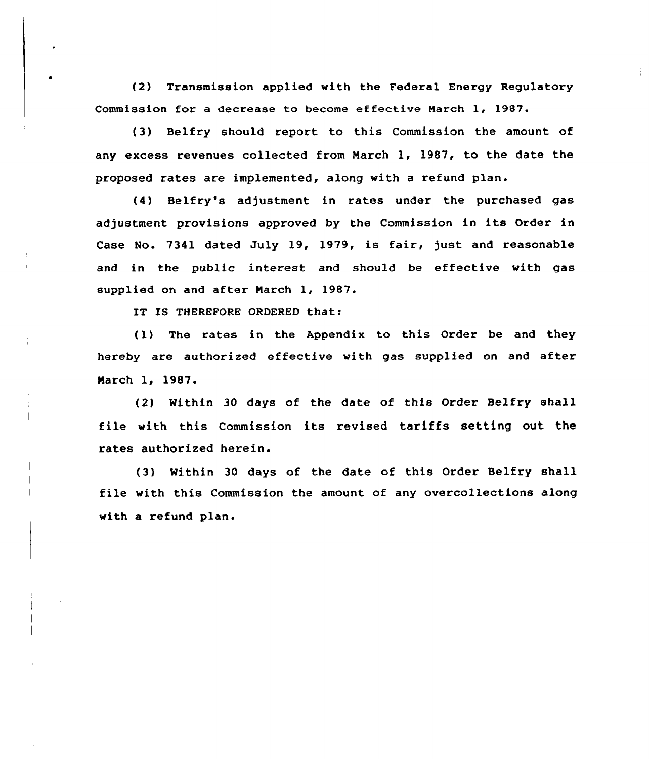(2) Transmission applied with the Federal Energy Regulatory Commission for a decrease to become effective March 1, 1987.

(3) Belfry should report to this Commission the amount of any excess revenues collected from March 1, 1987, to the date the proposed rates are implemented, along with a refund plan.

(4) Belfry's adjustment in rates under the purchased gas adjustment provisions approved by the Commission in its Order in Case No. 7341 dated July 19, 1979, is fair, just and reasonable and in the public interest and should be effective with gas supplied on and after March 1, 1987.

IT IS THEREFORE ORDERED that:

(1) The rates in the Appendix to this Order be and they hereby are authorized effective with gas supplied on and after March 1, 1987.

(2) Within 30 days of the date of this Order Belfry shall file with this Commission its revised tariffs setting out the rates authorized herein.

(3) Within 30 days of the date of this Order Belfry shall file with this Commission the amount of any overcollections along with a refund plan.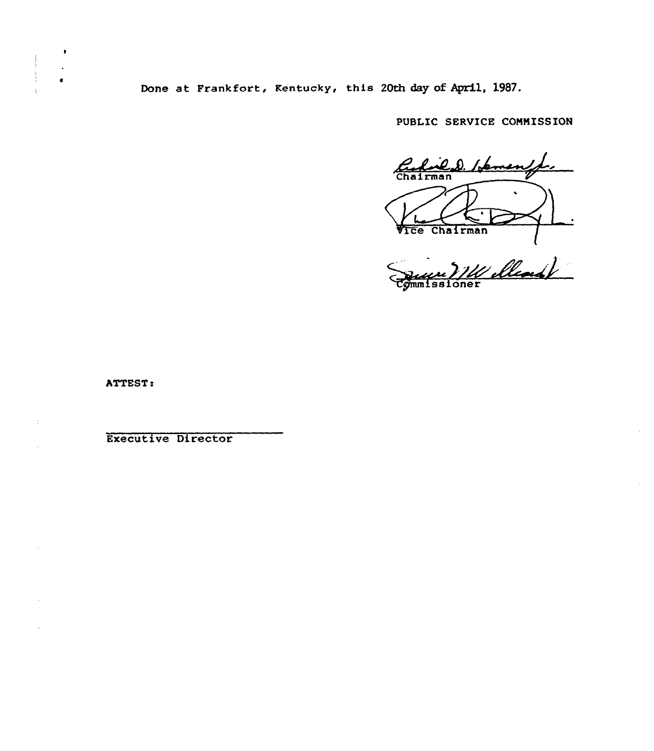Done at Frankfort, Kentucky, this 20th day of April, 1987.

PUBLIC SERVICE COMMISSION

Chairman

Vice Chairman

Commissioner

ATTEST:

Executive Director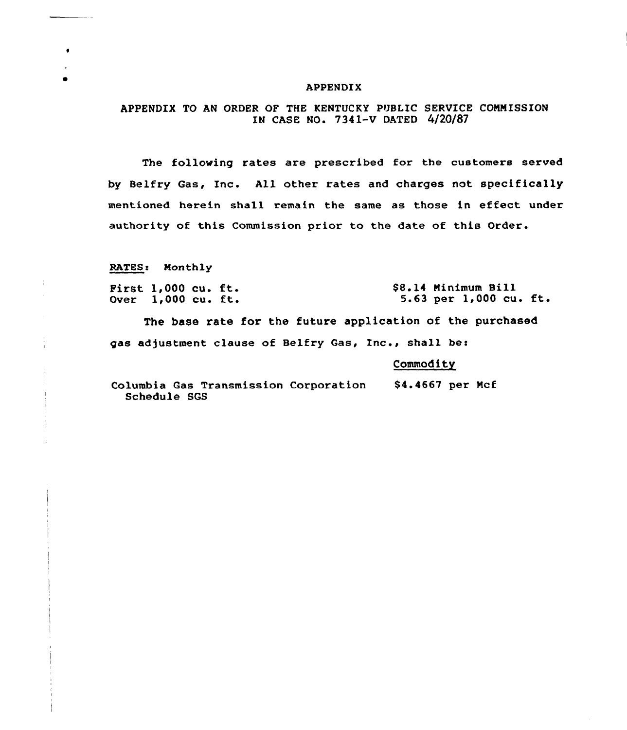# APPENDIX

## APPENDIX TO AN ORDER OF THE KENTUCKY PUBLIC SERVICE COMMISSION IN CASE NO. 7341-V DATED 4/20/87

The following rates are prescribed for the customers served by Belfry Gas, Inc. All other rates and charges not specifically mentioned herein shall remain the same as those in effect under authority of this Commission prior to the date of this Order.

RATES: Monthly

| | |
|---|---|
| First 1,000 cu. ft. | $8.14 Minimum Bill |
| Over 1,000 cu. ft. | 5.63 per 1,000 cu. ft. |

The base rate for the future application of the purchased gas adjustment clause of Belfry Gas, Inc., shall be:

| | Commodity |
|---|---|
| Columbia Gas Transmission Corporation Schedule SGS | $4.4667 per Mcf |